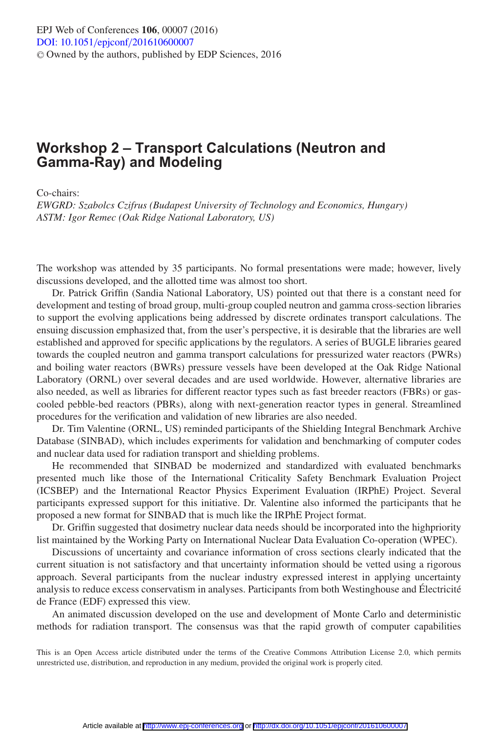# Workshop 2 – Transport Calculations (Neutron and Gamma-Ray) and Modeling

Co-chairs:

*EWGRD: Szabolcs Czifrus (Budapest University of Technology and Economics, Hungary)*
*ASTM: Igor Remec (Oak Ridge National Laboratory, US)*

The workshop was attended by 35 participants. No formal presentations were made; however, lively discussions developed, and the allotted time was almost too short.

Dr. Patrick Griffin (Sandia National Laboratory, US) pointed out that there is a constant need for development and testing of broad group, multi-group coupled neutron and gamma cross-section libraries to support the evolving applications being addressed by discrete ordinates transport calculations. The ensuing discussion emphasized that, from the user's perspective, it is desirable that the libraries are well established and approved for specific applications by the regulators. A series of BUGLE libraries geared towards the coupled neutron and gamma transport calculations for pressurized water reactors (PWRs) and boiling water reactors (BWRs) pressure vessels have been developed at the Oak Ridge National Laboratory (ORNL) over several decades and are used worldwide. However, alternative libraries are also needed, as well as libraries for different reactor types such as fast breeder reactors (FBRs) or gas-cooled pebble-bed reactors (PBRs), along with next-generation reactor types in general. Streamlined procedures for the verification and validation of new libraries are also needed.

Dr. Tim Valentine (ORNL, US) reminded participants of the Shielding Integral Benchmark Archive Database (SINBAD), which includes experiments for validation and benchmarking of computer codes and nuclear data used for radiation transport and shielding problems.

He recommended that SINBAD be modernized and standardized with evaluated benchmarks presented much like those of the International Criticality Safety Benchmark Evaluation Project (ICSBEP) and the International Reactor Physics Experiment Evaluation (IRPhE) Project. Several participants expressed support for this initiative. Dr. Valentine also informed the participants that he proposed a new format for SINBAD that is much like the IRPhE Project format.

Dr. Griffin suggested that dosimetry nuclear data needs should be incorporated into the highpriority list maintained by the Working Party on International Nuclear Data Evaluation Co-operation (WPEC).

Discussions of uncertainty and covariance information of cross sections clearly indicated that the current situation is not satisfactory and that uncertainty information should be vetted using a rigorous approach. Several participants from the nuclear industry expressed interest in applying uncertainty analysis to reduce excess conservatism in analyses. Participants from both Westinghouse and Électricité de France (EDF) expressed this view.

An animated discussion developed on the use and development of Monte Carlo and deterministic methods for radiation transport. The consensus was that the rapid growth of computer capabilities

This is an Open Access article distributed under the terms of the Creative Commons Attribution License 2.0, which permits unrestricted use, distribution, and reproduction in any medium, provided the original work is properly cited.

Article available at http://www.epj-conferences.org or http://dx.doi.org/10.1051/epjconf/201610600007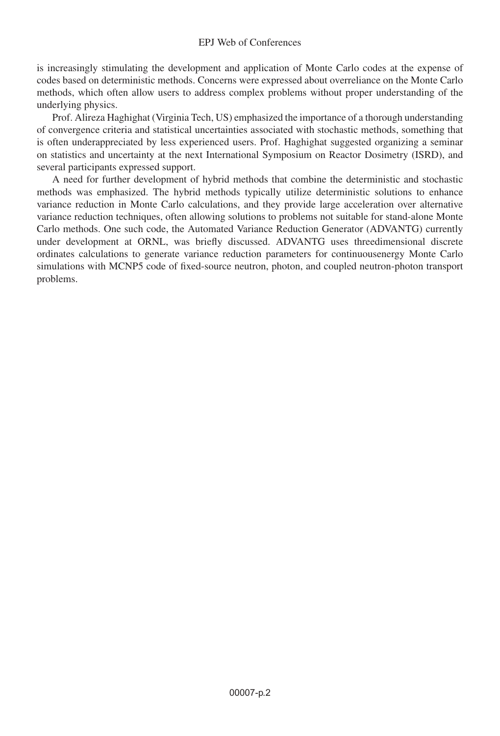is increasingly stimulating the development and application of Monte Carlo codes at the expense of codes based on deterministic methods. Concerns were expressed about overreliance on the Monte Carlo methods, which often allow users to address complex problems without proper understanding of the underlying physics.

Prof. Alireza Haghighat (Virginia Tech, US) emphasized the importance of a thorough understanding of convergence criteria and statistical uncertainties associated with stochastic methods, something that is often underappreciated by less experienced users. Prof. Haghighat suggested organizing a seminar on statistics and uncertainty at the next International Symposium on Reactor Dosimetry (ISRD), and several participants expressed support.

A need for further development of hybrid methods that combine the deterministic and stochastic methods was emphasized. The hybrid methods typically utilize deterministic solutions to enhance variance reduction in Monte Carlo calculations, and they provide large acceleration over alternative variance reduction techniques, often allowing solutions to problems not suitable for stand-alone Monte Carlo methods. One such code, the Automated Variance Reduction Generator (ADVANTG) currently under development at ORNL, was briefly discussed. ADVANTG uses threedimensional discrete ordinates calculations to generate variance reduction parameters for continuousenergy Monte Carlo simulations with MCNP5 code of fixed-source neutron, photon, and coupled neutron-photon transport problems.